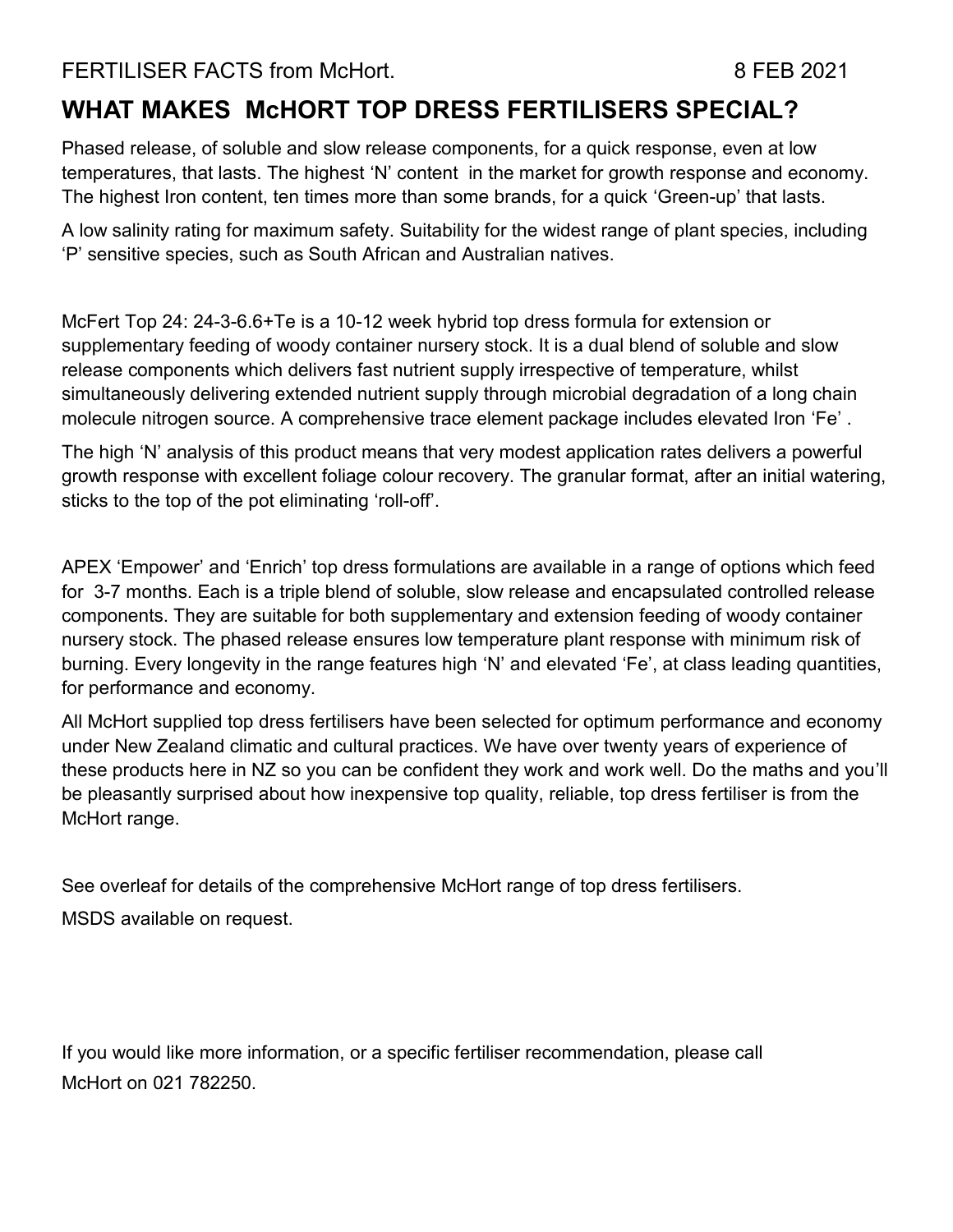FERTILISER FACTS from McHort. 8 FEB 2021

# WHAT MAKES McHORT TOP DRESS FERTILISERS SPECIAL?

Phased release, of soluble and slow release components, for a quick response, even at low temperatures, that lasts. The highest 'N' content in the market for growth response and economy. The highest Iron content, ten times more than some brands, for a quick 'Green-up' that lasts.

A low salinity rating for maximum safety. Suitability for the widest range of plant species, including 'P' sensitive species, such as South African and Australian natives.

McFert Top 24: 24-3-6.6+Te is a 10-12 week hybrid top dress formula for extension or supplementary feeding of woody container nursery stock. It is a dual blend of soluble and slow release components which delivers fast nutrient supply irrespective of temperature, whilst simultaneously delivering extended nutrient supply through microbial degradation of a long chain molecule nitrogen source. A comprehensive trace element package includes elevated Iron 'Fe'.

The high 'N' analysis of this product means that very modest application rates delivers a powerful growth response with excellent foliage colour recovery. The granular format, after an initial watering, sticks to the top of the pot eliminating 'roll-off'.

APEX 'Empower' and 'Enrich' top dress formulations are available in a range of options which feed for 3-7 months. Each is a triple blend of soluble, slow release and encapsulated controlled release components. They are suitable for both supplementary and extension feeding of woody container nursery stock. The phased release ensures low temperature plant response with minimum risk of burning. Every longevity in the range features high 'N' and elevated 'Fe', at class leading quantities, for performance and economy.

All McHort supplied top dress fertilisers have been selected for optimum performance and economy under New Zealand climatic and cultural practices. We have over twenty years of experience of these products here in NZ so you can be confident they work and work well. Do the maths and you'll be pleasantly surprised about how inexpensive top quality, reliable, top dress fertiliser is from the McHort range.

See overleaf for details of the comprehensive McHort range of top dress fertilisers.

MSDS available on request.

If you would like more information, or a specific fertiliser recommendation, please call McHort on 021 782250.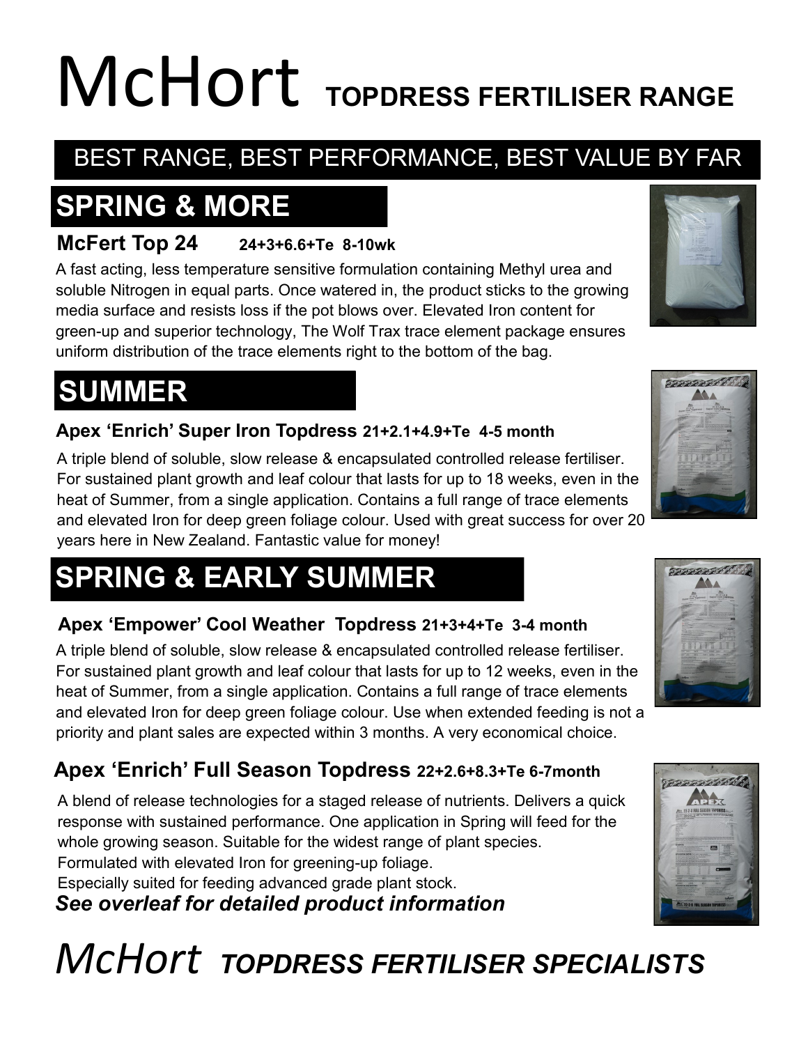# McHort TOPDRESS FERTILISER RANGE

BEST RANGE, BEST PERFORMANCE, BEST VALUE BY FAR

## SPRING & MORE

### McFert Top 24 24+3+6.6+Te 8-10wk

A fast acting, less temperature sensitive formulation containing Methyl urea and soluble Nitrogen in equal parts. Once watered in, the product sticks to the growing media surface and resists loss if the pot blows over. Elevated Iron content for green-up and superior technology, The Wolf Trax trace element package ensures uniform distribution of the trace elements right to the bottom of the bag.

## SUMMER

### Apex 'Enrich' Super Iron Topdress 21+2.1+4.9+Te 4-5 month

A triple blend of soluble, slow release & encapsulated controlled release fertiliser. For sustained plant growth and leaf colour that lasts for up to 18 weeks, even in the heat of Summer, from a single application. Contains a full range of trace elements and elevated Iron for deep green foliage colour. Used with great success for over 20 years here in New Zealand. Fantastic value for money!

## SPRING & EARLY SUMMER

### Apex 'Empower' Cool Weather Topdress 21+3+4+Te 3-4 month

A triple blend of soluble, slow release & encapsulated controlled release fertiliser. For sustained plant growth and leaf colour that lasts for up to 12 weeks, even in the heat of Summer, from a single application. Contains a full range of trace elements and elevated Iron for deep green foliage colour. Use when extended feeding is not a priority and plant sales are expected within 3 months. A very economical choice.

### Apex 'Enrich' Full Season Topdress 22+2.6+8.3+Te 6-7month

A blend of release technologies for a staged release of nutrients. Delivers a quick response with sustained performance. One application in Spring will feed for the whole growing season. Suitable for the widest range of plant species.
Formulated with elevated Iron for greening-up foliage.
Especially suited for feeding advanced grade plant stock.

***See overleaf for detailed product information***

# *McHort* ***TOPDRESS FERTILISER SPECIALISTS***